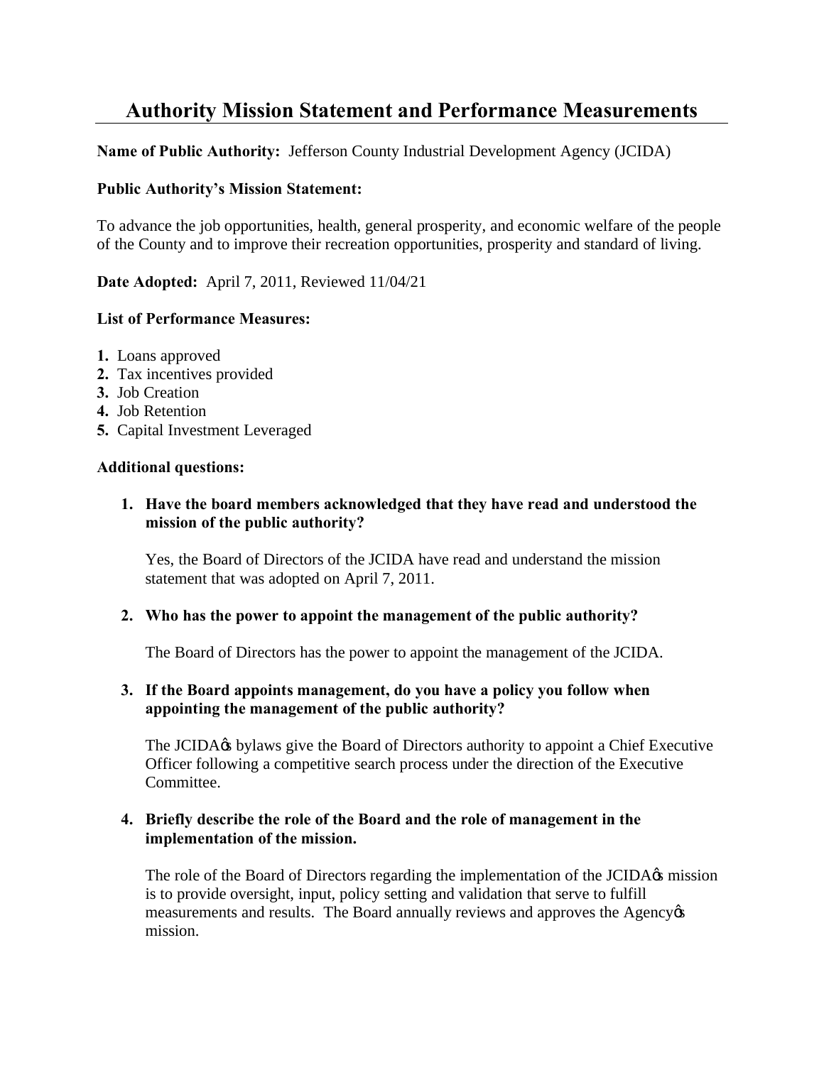# Authority Mission Statement and Performance Measurements

**Name of Public Authority:** Jefferson County Industrial Development Agency (JCIDA)

**Public Authority's Mission Statement:**

To advance the job opportunities, health, general prosperity, and economic welfare of the people of the County and to improve their recreation opportunities, prosperity and standard of living.

**Date Adopted:** April 7, 2011, Reviewed 11/04/21

**List of Performance Measures:**

1. Loans approved
2. Tax incentives provided
3. Job Creation
4. Job Retention
5. Capital Investment Leveraged

**Additional questions:**

1. **Have the board members acknowledged that they have read and understood the mission of the public authority?**

   Yes, the Board of Directors of the JCIDA have read and understand the mission statement that was adopted on April 7, 2011.

2. **Who has the power to appoint the management of the public authority?**

   The Board of Directors has the power to appoint the management of the JCIDA.

3. **If the Board appoints management, do you have a policy you follow when appointing the management of the public authority?**

   The JCIDA's bylaws give the Board of Directors authority to appoint a Chief Executive Officer following a competitive search process under the direction of the Executive Committee.

4. **Briefly describe the role of the Board and the role of management in the implementation of the mission.**

   The role of the Board of Directors regarding the implementation of the JCIDA's mission is to provide oversight, input, policy setting and validation that serve to fulfill measurements and results. The Board annually reviews and approves the Agency's mission.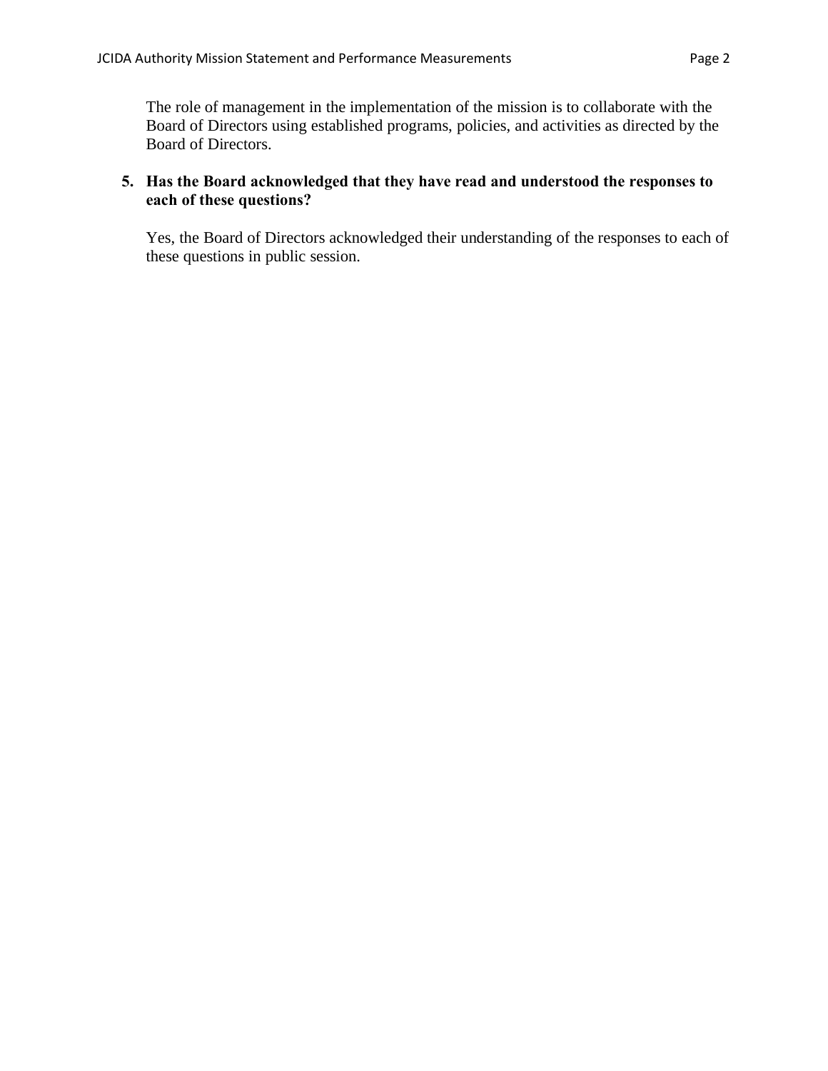The role of management in the implementation of the mission is to collaborate with the Board of Directors using established programs, policies, and activities as directed by the Board of Directors.

**5. Has the Board acknowledged that they have read and understood the responses to each of these questions?**

Yes, the Board of Directors acknowledged their understanding of the responses to each of these questions in public session.